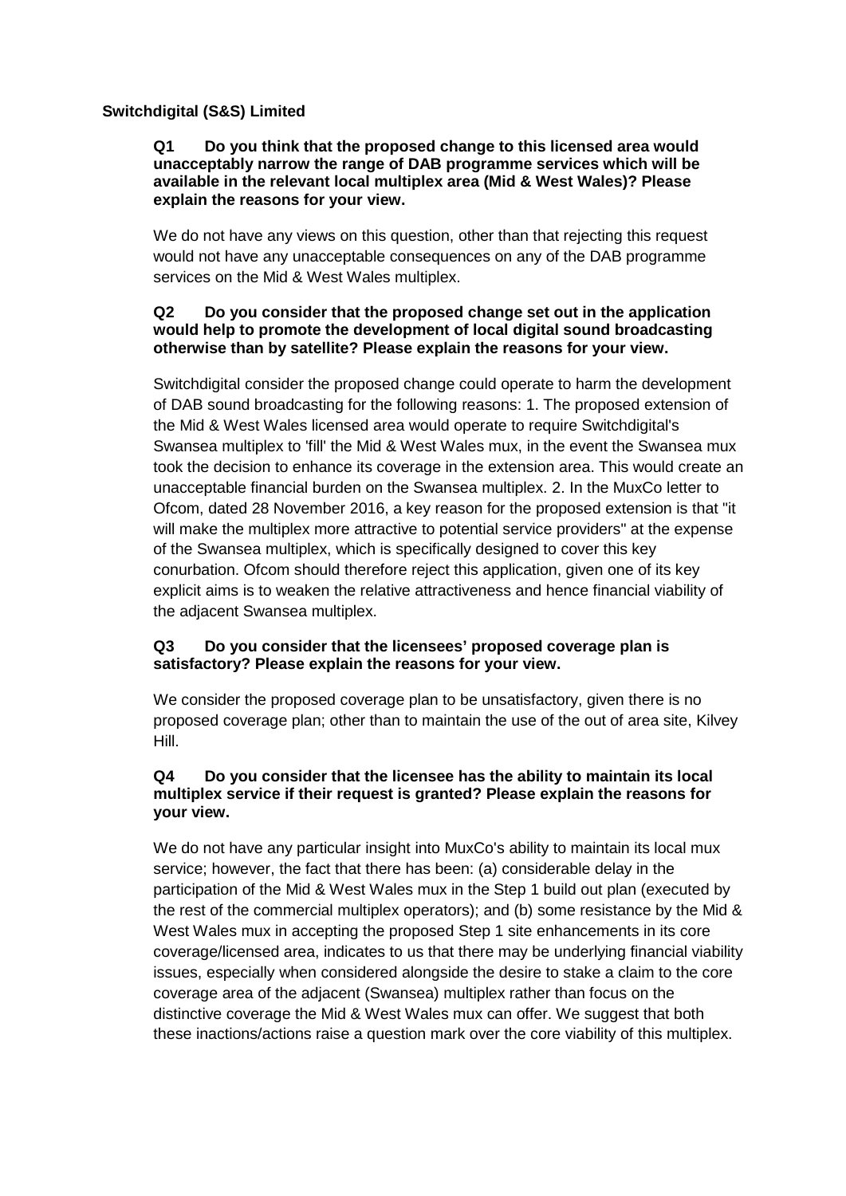**Switchdigital (S&S) Limited**

**Q1 Do you think that the proposed change to this licensed area would unacceptably narrow the range of DAB programme services which will be available in the relevant local multiplex area (Mid & West Wales)? Please explain the reasons for your view.**

We do not have any views on this question, other than that rejecting this request would not have any unacceptable consequences on any of the DAB programme services on the Mid & West Wales multiplex.

**Q2 Do you consider that the proposed change set out in the application would help to promote the development of local digital sound broadcasting otherwise than by satellite? Please explain the reasons for your view.**

Switchdigital consider the proposed change could operate to harm the development of DAB sound broadcasting for the following reasons: 1. The proposed extension of the Mid & West Wales licensed area would operate to require Switchdigital's Swansea multiplex to 'fill' the Mid & West Wales mux, in the event the Swansea mux took the decision to enhance its coverage in the extension area. This would create an unacceptable financial burden on the Swansea multiplex. 2. In the MuxCo letter to Ofcom, dated 28 November 2016, a key reason for the proposed extension is that "it will make the multiplex more attractive to potential service providers" at the expense of the Swansea multiplex, which is specifically designed to cover this key conurbation. Ofcom should therefore reject this application, given one of its key explicit aims is to weaken the relative attractiveness and hence financial viability of the adjacent Swansea multiplex.

**Q3 Do you consider that the licensees' proposed coverage plan is satisfactory? Please explain the reasons for your view.**

We consider the proposed coverage plan to be unsatisfactory, given there is no proposed coverage plan; other than to maintain the use of the out of area site, Kilvey Hill.

**Q4 Do you consider that the licensee has the ability to maintain its local multiplex service if their request is granted? Please explain the reasons for your view.**

We do not have any particular insight into MuxCo's ability to maintain its local mux service; however, the fact that there has been: (a) considerable delay in the participation of the Mid & West Wales mux in the Step 1 build out plan (executed by the rest of the commercial multiplex operators); and (b) some resistance by the Mid & West Wales mux in accepting the proposed Step 1 site enhancements in its core coverage/licensed area, indicates to us that there may be underlying financial viability issues, especially when considered alongside the desire to stake a claim to the core coverage area of the adjacent (Swansea) multiplex rather than focus on the distinctive coverage the Mid & West Wales mux can offer. We suggest that both these inactions/actions raise a question mark over the core viability of this multiplex.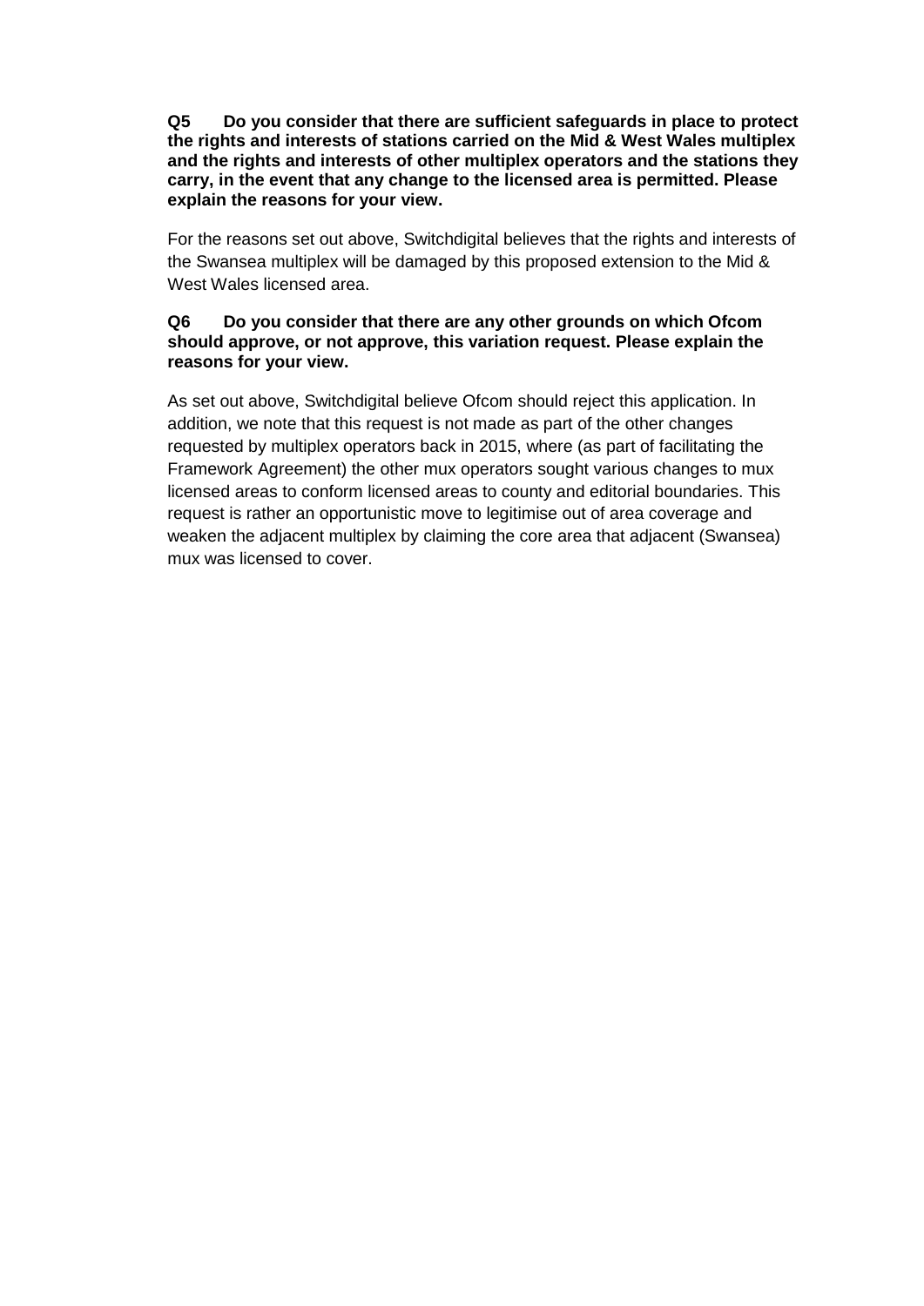**Q5 Do you consider that there are sufficient safeguards in place to protect the rights and interests of stations carried on the Mid & West Wales multiplex and the rights and interests of other multiplex operators and the stations they carry, in the event that any change to the licensed area is permitted. Please explain the reasons for your view.**

For the reasons set out above, Switchdigital believes that the rights and interests of the Swansea multiplex will be damaged by this proposed extension to the Mid & West Wales licensed area.

**Q6 Do you consider that there are any other grounds on which Ofcom should approve, or not approve, this variation request. Please explain the reasons for your view.**

As set out above, Switchdigital believe Ofcom should reject this application. In addition, we note that this request is not made as part of the other changes requested by multiplex operators back in 2015, where (as part of facilitating the Framework Agreement) the other mux operators sought various changes to mux licensed areas to conform licensed areas to county and editorial boundaries. This request is rather an opportunistic move to legitimise out of area coverage and weaken the adjacent multiplex by claiming the core area that adjacent (Swansea) mux was licensed to cover.